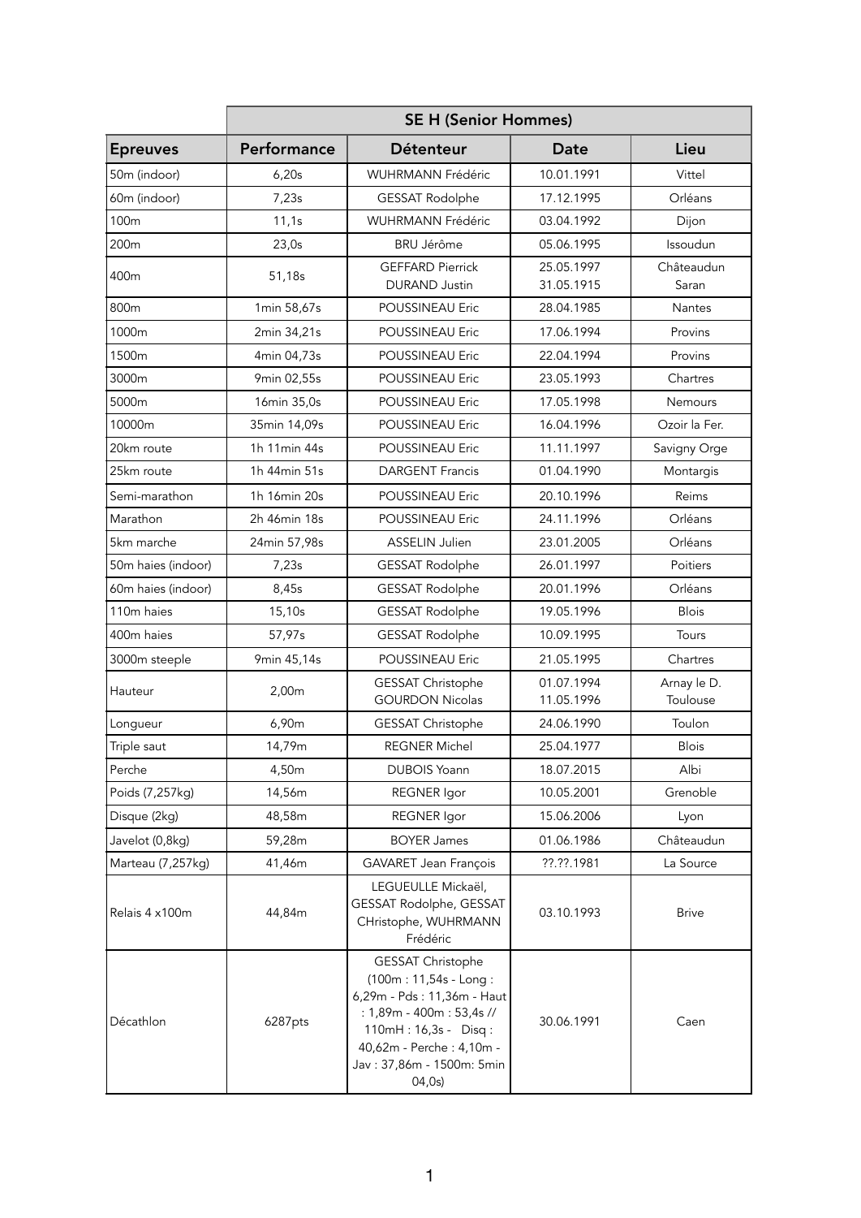| | SE H (Senior Hommes) | | | |
|---|---|---|---|---|
| Epreuves | Performance | Détenteur | Date | Lieu |
| 50m (indoor) | 6,20s | WUHRMANN Frédéric | 10.01.1991 | Vittel |
| 60m (indoor) | 7,23s | GESSAT Rodolphe | 17.12.1995 | Orléans |
| 100m | 11,1s | WUHRMANN Frédéric | 03.04.1992 | Dijon |
| 200m | 23,0s | BRU Jérôme | 05.06.1995 | Issoudun |
| 400m | 51,18s | GEFFARD Pierrick<br>DURAND Justin | 25.05.1997<br>31.05.1915 | Châteaudun<br>Saran |
| 800m | 1min 58,67s | POUSSINEAU Eric | 28.04.1985 | Nantes |
| 1000m | 2min 34,21s | POUSSINEAU Eric | 17.06.1994 | Provins |
| 1500m | 4min 04,73s | POUSSINEAU Eric | 22.04.1994 | Provins |
| 3000m | 9min 02,55s | POUSSINEAU Eric | 23.05.1993 | Chartres |
| 5000m | 16min 35,0s | POUSSINEAU Eric | 17.05.1998 | Nemours |
| 10000m | 35min 14,09s | POUSSINEAU Eric | 16.04.1996 | Ozoir la Fer. |
| 20km route | 1h 11min 44s | POUSSINEAU Eric | 11.11.1997 | Savigny Orge |
| 25km route | 1h 44min 51s | DARGENT Francis | 01.04.1990 | Montargis |
| Semi-marathon | 1h 16min 20s | POUSSINEAU Eric | 20.10.1996 | Reims |
| Marathon | 2h 46min 18s | POUSSINEAU Eric | 24.11.1996 | Orléans |
| 5km marche | 24min 57,98s | ASSELIN Julien | 23.01.2005 | Orléans |
| 50m haies (indoor) | 7,23s | GESSAT Rodolphe | 26.01.1997 | Poitiers |
| 60m haies (indoor) | 8,45s | GESSAT Rodolphe | 20.01.1996 | Orléans |
| 110m haies | 15,10s | GESSAT Rodolphe | 19.05.1996 | Blois |
| 400m haies | 57,97s | GESSAT Rodolphe | 10.09.1995 | Tours |
| 3000m steeple | 9min 45,14s | POUSSINEAU Eric | 21.05.1995 | Chartres |
| Hauteur | 2,00m | GESSAT Christophe<br>GOURDON Nicolas | 01.07.1994<br>11.05.1996 | Arnay le D.<br>Toulouse |
| Longueur | 6,90m | GESSAT Christophe | 24.06.1990 | Toulon |
| Triple saut | 14,79m | REGNER Michel | 25.04.1977 | Blois |
| Perche | 4,50m | DUBOIS Yoann | 18.07.2015 | Albi |
| Poids (7,257kg) | 14,56m | REGNER Igor | 10.05.2001 | Grenoble |
| Disque (2kg) | 48,58m | REGNER Igor | 15.06.2006 | Lyon |
| Javelot (0,8kg) | 59,28m | BOYER James | 01.06.1986 | Châteaudun |
| Marteau (7,257kg) | 41,46m | GAVARET Jean François | ??.??.1981 | La Source |
| Relais 4 x100m | 44,84m | LEGUEULLE Mickaël, GESSAT Rodolphe, GESSAT CHristophe, WUHRMANN Frédéric | 03.10.1993 | Brive |
| Décathlon | 6287pts | GESSAT Christophe (100m : 11,54s - Long : 6,29m - Pds : 11,36m - Haut : 1,89m - 400m : 53,4s // 110mH : 16,3s - Disq : 40,62m - Perche : 4,10m - Jav : 37,86m - 1500m: 5min 04,0s) | 30.06.1991 | Caen |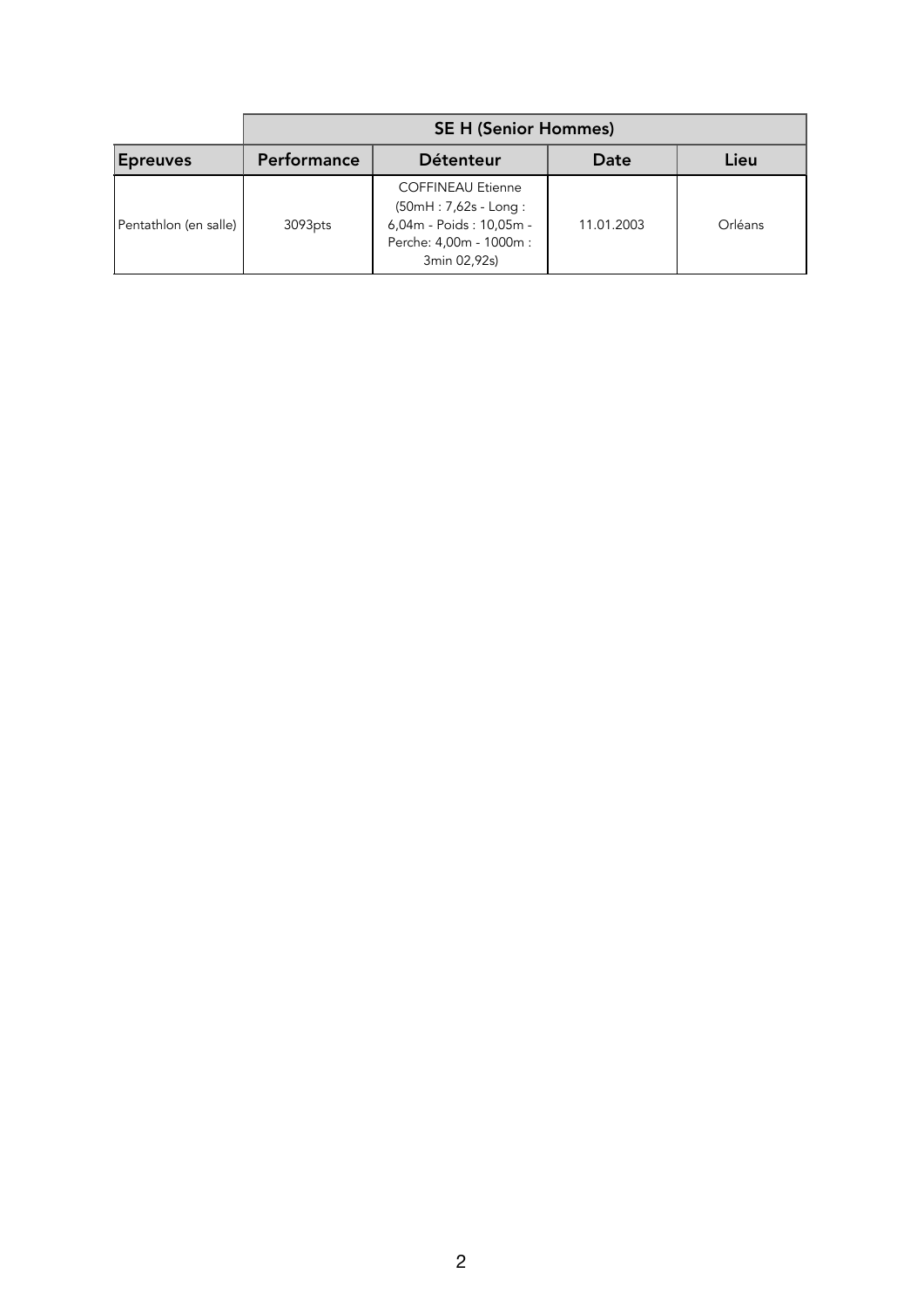| | SE H (Senior Hommes) | | | |
|---|---|---|---|---|
| Epreuves | Performance | Détenteur | Date | Lieu |
| Pentathlon (en salle) | 3093pts | COFFINEAU Etienne (50mH : 7,62s - Long : 6,04m - Poids : 10,05m - Perche: 4,00m - 1000m : 3min 02,92s) | 11.01.2003 | Orléans |